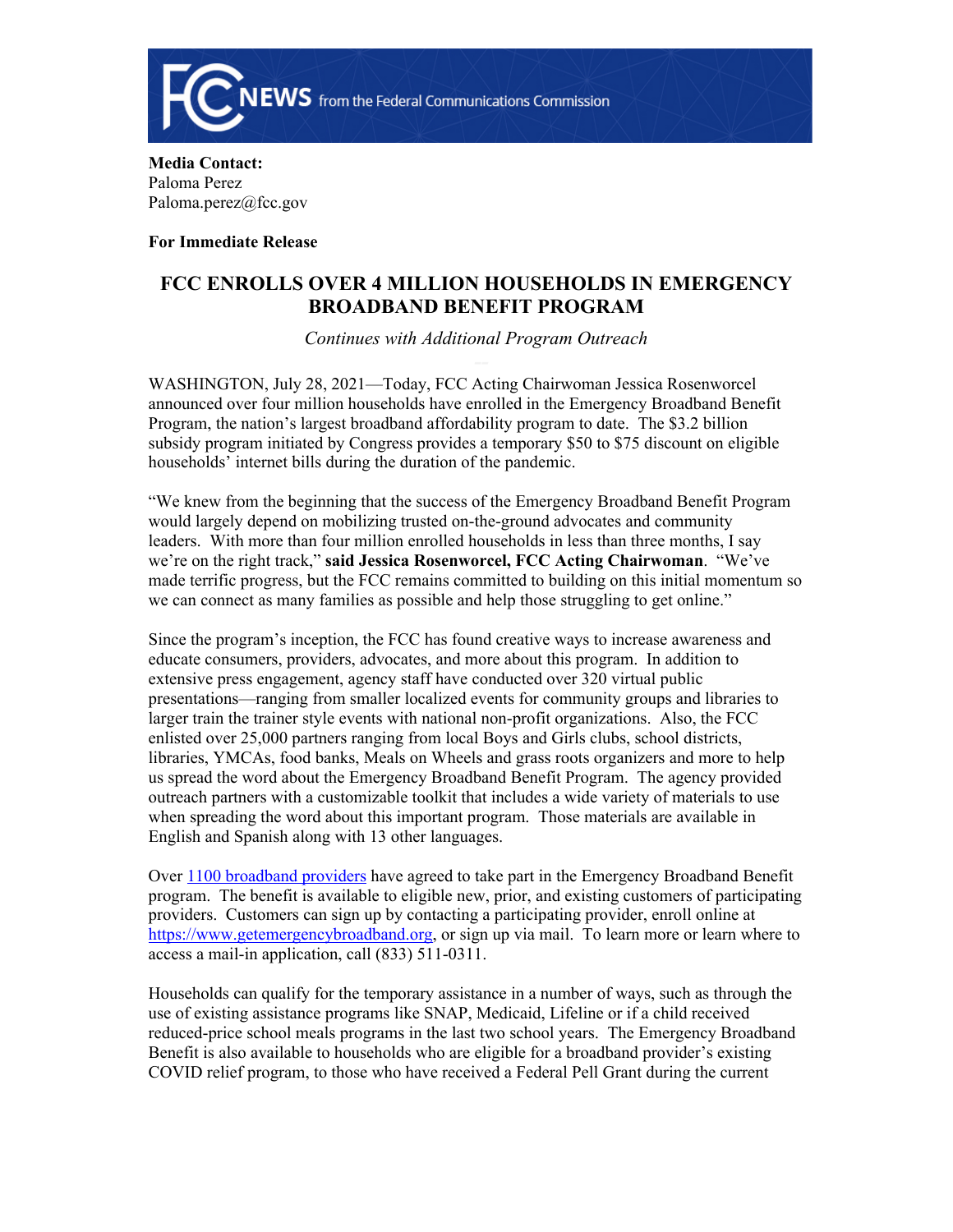**Media Contact:**
Paloma Perez
Paloma.perez@fcc.gov

**For Immediate Release**

# FCC ENROLLS OVER 4 MILLION HOUSEHOLDS IN EMERGENCY BROADBAND BENEFIT PROGRAM

*Continues with Additional Program Outreach*

WASHINGTON, July 28, 2021—Today, FCC Acting Chairwoman Jessica Rosenworcel announced over four million households have enrolled in the Emergency Broadband Benefit Program, the nation's largest broadband affordability program to date. The $3.2 billion subsidy program initiated by Congress provides a temporary $50 to $75 discount on eligible households' internet bills during the duration of the pandemic.

"We knew from the beginning that the success of the Emergency Broadband Benefit Program would largely depend on mobilizing trusted on-the-ground advocates and community leaders. With more than four million enrolled households in less than three months, I say we're on the right track," **said Jessica Rosenworcel, FCC Acting Chairwoman**. "We've made terrific progress, but the FCC remains committed to building on this initial momentum so we can connect as many families as possible and help those struggling to get online."

Since the program's inception, the FCC has found creative ways to increase awareness and educate consumers, providers, advocates, and more about this program. In addition to extensive press engagement, agency staff have conducted over 320 virtual public presentations—ranging from smaller localized events for community groups and libraries to larger train the trainer style events with national non-profit organizations. Also, the FCC enlisted over 25,000 partners ranging from local Boys and Girls clubs, school districts, libraries, YMCAs, food banks, Meals on Wheels and grass roots organizers and more to help us spread the word about the Emergency Broadband Benefit Program. The agency provided outreach partners with a customizable toolkit that includes a wide variety of materials to use when spreading the word about this important program. Those materials are available in English and Spanish along with 13 other languages.

Over [1100 broadband providers] have agreed to take part in the Emergency Broadband Benefit program. The benefit is available to eligible new, prior, and existing customers of participating providers. Customers can sign up by contacting a participating provider, enroll online at https://www.getemergencybroadband.org, or sign up via mail. To learn more or learn where to access a mail-in application, call (833) 511-0311.

Households can qualify for the temporary assistance in a number of ways, such as through the use of existing assistance programs like SNAP, Medicaid, Lifeline or if a child received reduced-price school meals programs in the last two school years. The Emergency Broadband Benefit is also available to households who are eligible for a broadband provider's existing COVID relief program, to those who have received a Federal Pell Grant during the current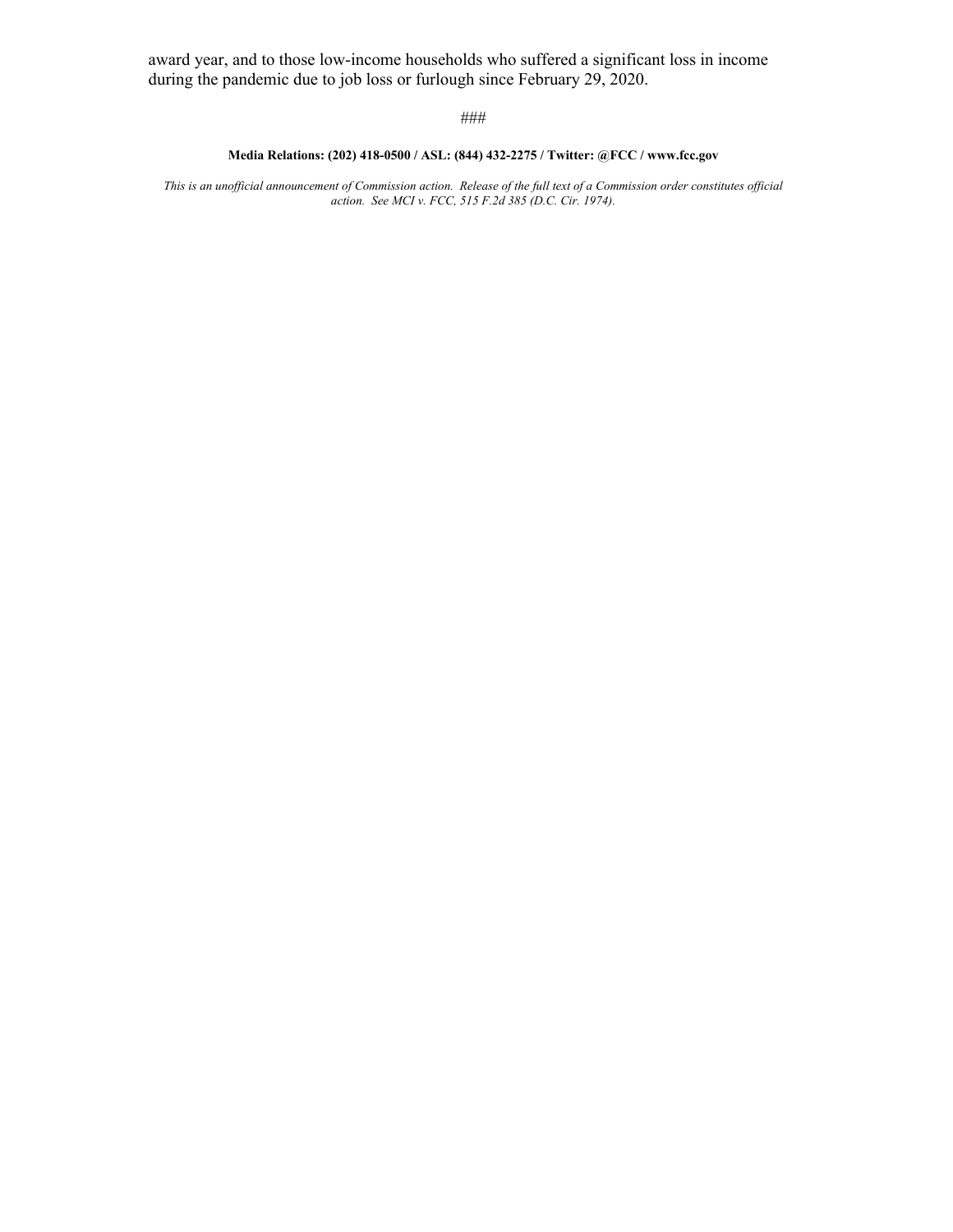award year, and to those low-income households who suffered a significant loss in income during the pandemic due to job loss or furlough since February 29, 2020.

###

**Media Relations: (202) 418-0500 / ASL: (844) 432-2275 / Twitter: @FCC / www.fcc.gov**

*This is an unofficial announcement of Commission action. Release of the full text of a Commission order constitutes official action. See MCI v. FCC, 515 F.2d 385 (D.C. Cir. 1974).*